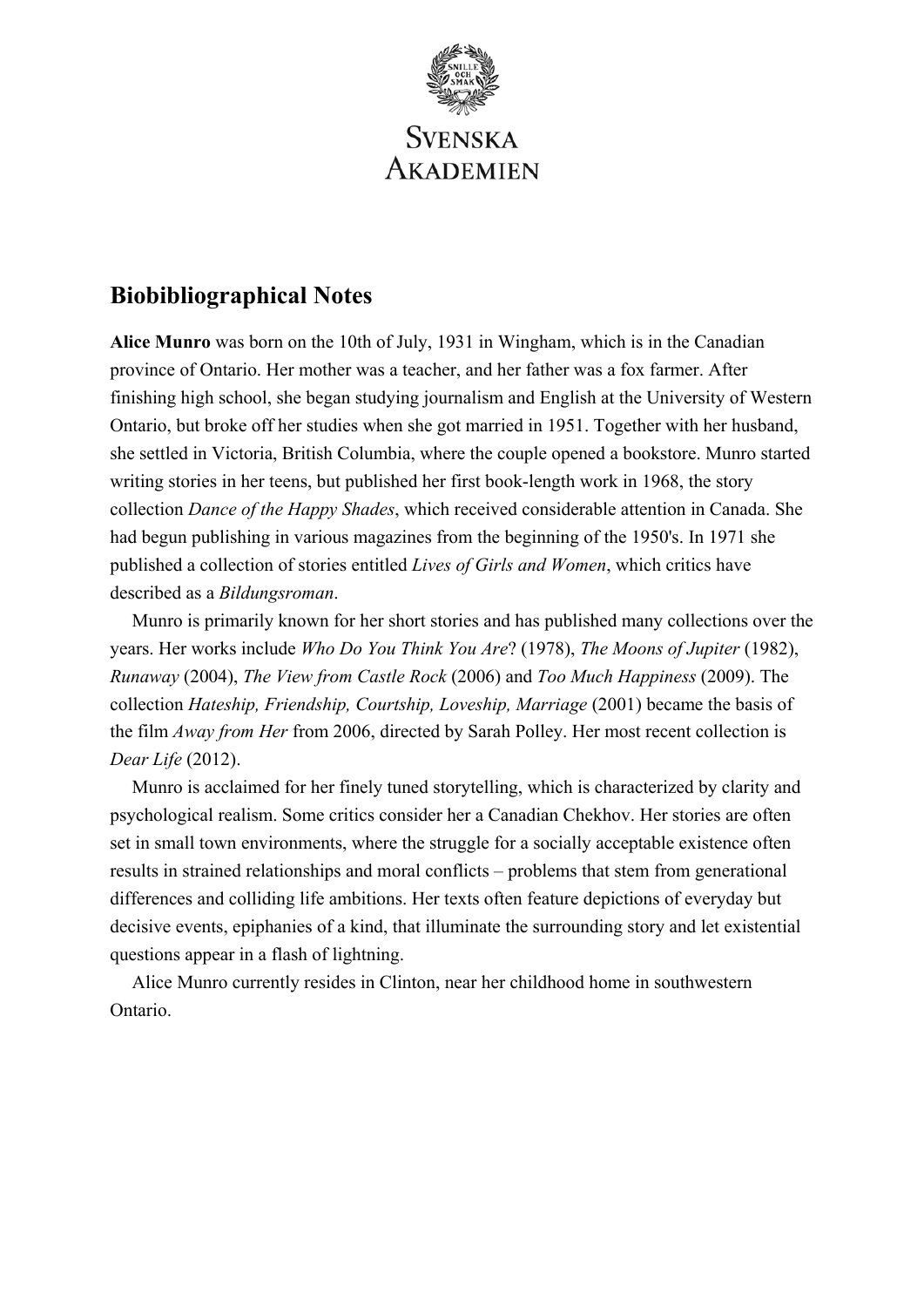SVENSKA AKADEMIEN

## Biobibliographical Notes

**Alice Munro** was born on the 10th of July, 1931 in Wingham, which is in the Canadian province of Ontario. Her mother was a teacher, and her father was a fox farmer. After finishing high school, she began studying journalism and English at the University of Western Ontario, but broke off her studies when she got married in 1951. Together with her husband, she settled in Victoria, British Columbia, where the couple opened a bookstore. Munro started writing stories in her teens, but published her first book-length work in 1968, the story collection *Dance of the Happy Shades*, which received considerable attention in Canada. She had begun publishing in various magazines from the beginning of the 1950's. In 1971 she published a collection of stories entitled *Lives of Girls and Women*, which critics have described as a *Bildungsroman*.

Munro is primarily known for her short stories and has published many collections over the years. Her works include *Who Do You Think You Are*? (1978), *The Moons of Jupiter* (1982), *Runaway* (2004), *The View from Castle Rock* (2006) and *Too Much Happiness* (2009). The collection *Hateship, Friendship, Courtship, Loveship, Marriage* (2001) became the basis of the film *Away from Her* from 2006, directed by Sarah Polley. Her most recent collection is *Dear Life* (2012).

Munro is acclaimed for her finely tuned storytelling, which is characterized by clarity and psychological realism. Some critics consider her a Canadian Chekhov. Her stories are often set in small town environments, where the struggle for a socially acceptable existence often results in strained relationships and moral conflicts – problems that stem from generational differences and colliding life ambitions. Her texts often feature depictions of everyday but decisive events, epiphanies of a kind, that illuminate the surrounding story and let existential questions appear in a flash of lightning.

Alice Munro currently resides in Clinton, near her childhood home in southwestern Ontario.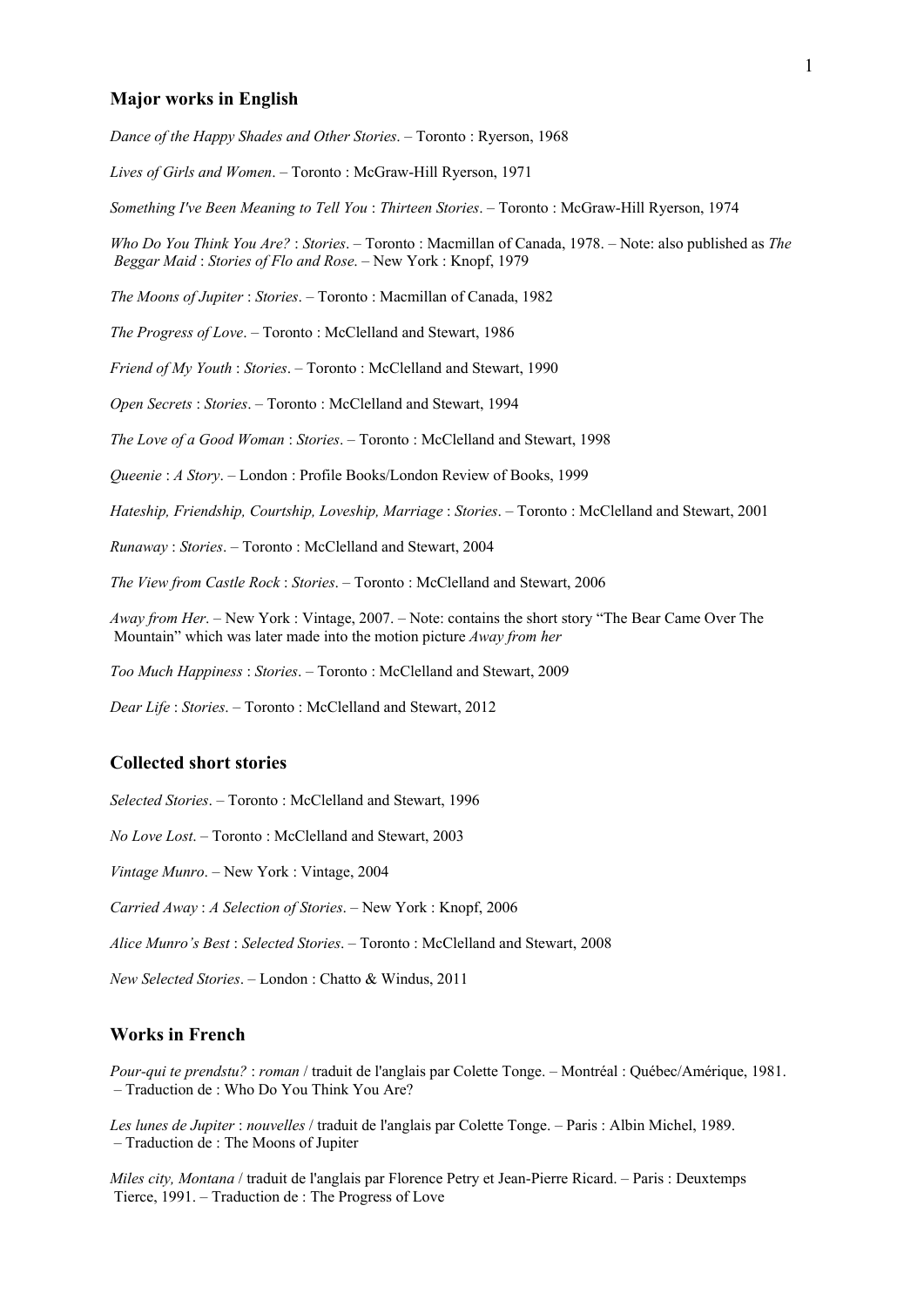## Major works in English

*Dance of the Happy Shades and Other Stories*. – Toronto : Ryerson, 1968

*Lives of Girls and Women*. – Toronto : McGraw-Hill Ryerson, 1971

*Something I've Been Meaning to Tell You* : *Thirteen Stories*. – Toronto : McGraw-Hill Ryerson, 1974

*Who Do You Think You Are?* : *Stories*. – Toronto : Macmillan of Canada, 1978. – Note: also published as *The Beggar Maid* : *Stories of Flo and Rose*. – New York : Knopf, 1979

*The Moons of Jupiter* : *Stories*. – Toronto : Macmillan of Canada, 1982

*The Progress of Love*. – Toronto : McClelland and Stewart, 1986

*Friend of My Youth* : *Stories*. – Toronto : McClelland and Stewart, 1990

*Open Secrets* : *Stories*. – Toronto : McClelland and Stewart, 1994

*The Love of a Good Woman* : *Stories*. – Toronto : McClelland and Stewart, 1998

*Queenie* : *A Story*. – London : Profile Books/London Review of Books, 1999

*Hateship, Friendship, Courtship, Loveship, Marriage* : *Stories*. – Toronto : McClelland and Stewart, 2001

*Runaway* : *Stories*. – Toronto : McClelland and Stewart, 2004

*The View from Castle Rock* : *Stories*. – Toronto : McClelland and Stewart, 2006

*Away from Her*. – New York : Vintage, 2007. – Note: contains the short story "The Bear Came Over The Mountain" which was later made into the motion picture *Away from her*

*Too Much Happiness* : *Stories*. – Toronto : McClelland and Stewart, 2009

*Dear Life* : *Stories*. – Toronto : McClelland and Stewart, 2012

## Collected short stories

*Selected Stories*. – Toronto : McClelland and Stewart, 1996

*No Love Lost*. – Toronto : McClelland and Stewart, 2003

*Vintage Munro*. – New York : Vintage, 2004

*Carried Away* : *A Selection of Stories*. – New York : Knopf, 2006

*Alice Munro's Best* : *Selected Stories*. – Toronto : McClelland and Stewart, 2008

*New Selected Stories*. – London : Chatto & Windus, 2011

## Works in French

*Pour-qui te prendstu?* : *roman* / traduit de l'anglais par Colette Tonge. – Montréal : Québec/Amérique, 1981. – Traduction de : Who Do You Think You Are?

*Les lunes de Jupiter* : *nouvelles* / traduit de l'anglais par Colette Tonge. – Paris : Albin Michel, 1989. – Traduction de : The Moons of Jupiter

*Miles city, Montana* / traduit de l'anglais par Florence Petry et Jean-Pierre Ricard. – Paris : Deuxtemps Tierce, 1991. – Traduction de : The Progress of Love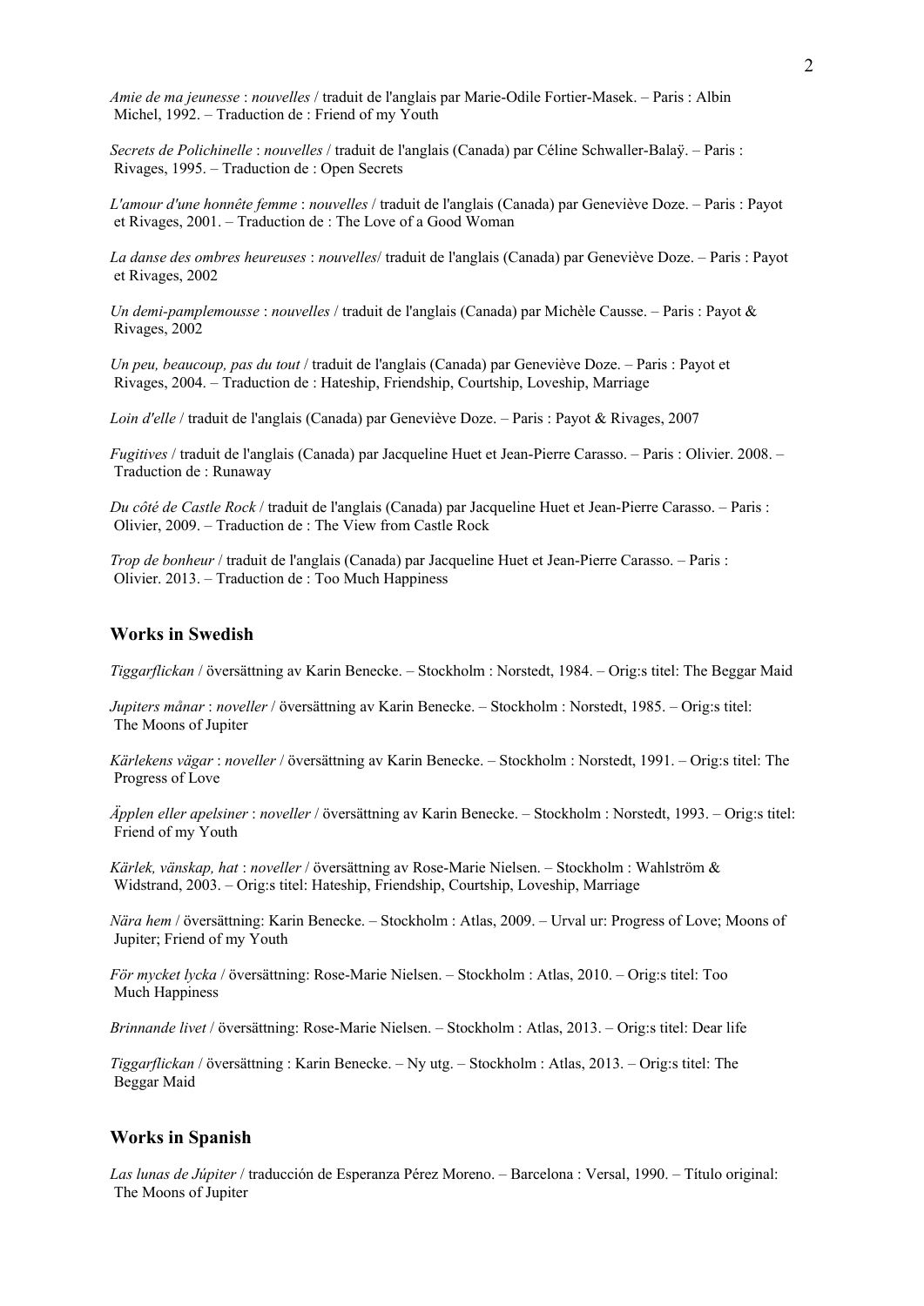*Amie de ma jeunesse* : *nouvelles* / traduit de l'anglais par Marie-Odile Fortier-Masek. – Paris : Albin Michel, 1992. – Traduction de : Friend of my Youth

*Secrets de Polichinelle* : *nouvelles* / traduit de l'anglais (Canada) par Céline Schwaller-Balaÿ. – Paris : Rivages, 1995. – Traduction de : Open Secrets

*L'amour d'une honnête femme* : *nouvelles* / traduit de l'anglais (Canada) par Geneviève Doze. – Paris : Payot et Rivages, 2001. – Traduction de : The Love of a Good Woman

*La danse des ombres heureuses* : *nouvelles*/ traduit de l'anglais (Canada) par Geneviève Doze. – Paris : Payot et Rivages, 2002

*Un demi-pamplemousse* : *nouvelles* / traduit de l'anglais (Canada) par Michèle Causse. – Paris : Payot & Rivages, 2002

*Un peu, beaucoup, pas du tout* / traduit de l'anglais (Canada) par Geneviève Doze. – Paris : Payot et Rivages, 2004. – Traduction de : Hateship, Friendship, Courtship, Loveship, Marriage

*Loin d'elle* / traduit de l'anglais (Canada) par Geneviève Doze. – Paris : Payot & Rivages, 2007

*Fugitives* / traduit de l'anglais (Canada) par Jacqueline Huet et Jean-Pierre Carasso. – Paris : Olivier. 2008. – Traduction de : Runaway

*Du côté de Castle Rock* / traduit de l'anglais (Canada) par Jacqueline Huet et Jean-Pierre Carasso. – Paris : Olivier, 2009. – Traduction de : The View from Castle Rock

*Trop de bonheur* / traduit de l'anglais (Canada) par Jacqueline Huet et Jean-Pierre Carasso. – Paris : Olivier. 2013. – Traduction de : Too Much Happiness

## Works in Swedish

*Tiggarflickan* / översättning av Karin Benecke. – Stockholm : Norstedt, 1984. – Orig:s titel: The Beggar Maid

*Jupiters månar* : *noveller* / översättning av Karin Benecke. – Stockholm : Norstedt, 1985. – Orig:s titel: The Moons of Jupiter

*Kärlekens vägar* : *noveller* / översättning av Karin Benecke. – Stockholm : Norstedt, 1991. – Orig:s titel: The Progress of Love

*Äpplen eller apelsiner* : *noveller* / översättning av Karin Benecke. – Stockholm : Norstedt, 1993. – Orig:s titel: Friend of my Youth

*Kärlek, vänskap, hat* : *noveller* / översättning av Rose-Marie Nielsen. – Stockholm : Wahlström & Widstrand, 2003. – Orig:s titel: Hateship, Friendship, Courtship, Loveship, Marriage

*Nära hem* / översättning: Karin Benecke. – Stockholm : Atlas, 2009. – Urval ur: Progress of Love; Moons of Jupiter; Friend of my Youth

*För mycket lycka* / översättning: Rose-Marie Nielsen. – Stockholm : Atlas, 2010. – Orig:s titel: Too Much Happiness

*Brinnande livet* / översättning: Rose-Marie Nielsen. – Stockholm : Atlas, 2013. – Orig:s titel: Dear life

*Tiggarflickan* / översättning : Karin Benecke. – Ny utg. – Stockholm : Atlas, 2013. – Orig:s titel: The Beggar Maid

## Works in Spanish

*Las lunas de Júpiter* / traducción de Esperanza Pérez Moreno. – Barcelona : Versal, 1990. – Título original: The Moons of Jupiter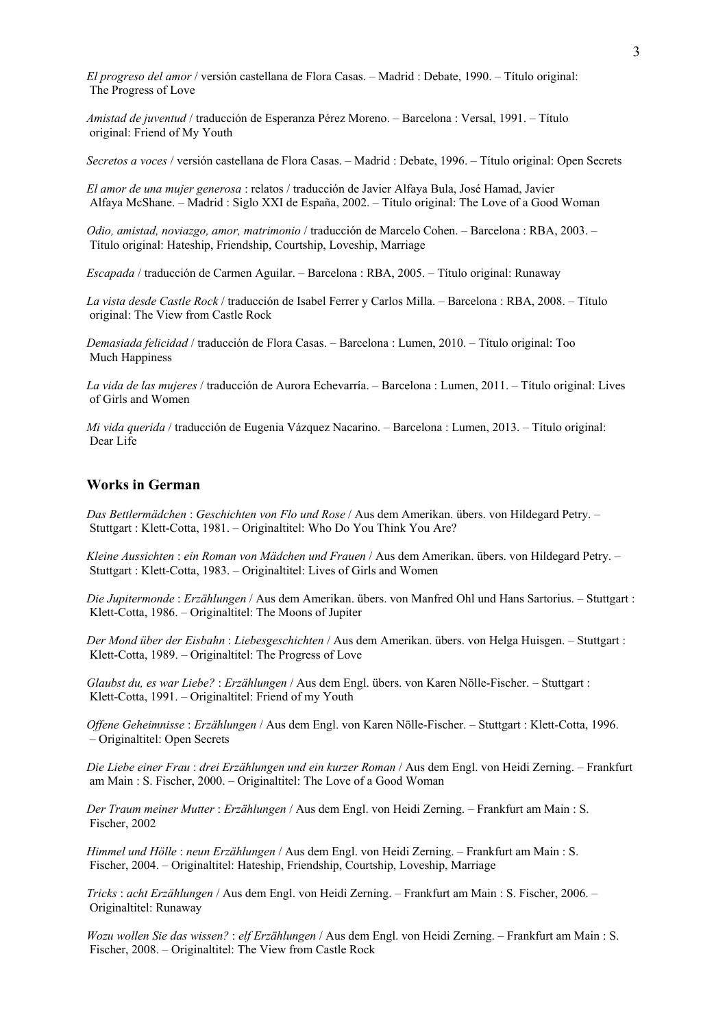*El progreso del amor* / versión castellana de Flora Casas. – Madrid : Debate, 1990. – Título original: The Progress of Love

*Amistad de juventud* / traducción de Esperanza Pérez Moreno. – Barcelona : Versal, 1991. – Título original: Friend of My Youth

*Secretos a voces* / versión castellana de Flora Casas. – Madrid : Debate, 1996. – Título original: Open Secrets

*El amor de una mujer generosa* : relatos / traducción de Javier Alfaya Bula, José Hamad, Javier Alfaya McShane. – Madrid : Siglo XXI de España, 2002. – Título original: The Love of a Good Woman

*Odio, amistad, noviazgo, amor, matrimonio* / traducción de Marcelo Cohen. – Barcelona : RBA, 2003. – Título original: Hateship, Friendship, Courtship, Loveship, Marriage

*Escapada* / traducción de Carmen Aguilar. – Barcelona : RBA, 2005. – Título original: Runaway

*La vista desde Castle Rock* / traducción de Isabel Ferrer y Carlos Milla. – Barcelona : RBA, 2008. – Título original: The View from Castle Rock

*Demasiada felicidad* / traducción de Flora Casas. – Barcelona : Lumen, 2010. – Título original: Too Much Happiness

*La vida de las mujeres* / traducción de Aurora Echevarría. – Barcelona : Lumen, 2011. – Título original: Lives of Girls and Women

*Mi vida querida* / traducción de Eugenia Vázquez Nacarino. – Barcelona : Lumen, 2013. – Título original: Dear Life

## Works in German

*Das Bettlermädchen* : *Geschichten von Flo und Rose* / Aus dem Amerikan. übers. von Hildegard Petry. – Stuttgart : Klett-Cotta, 1981. – Originaltitel: Who Do You Think You Are?

*Kleine Aussichten* : *ein Roman von Mädchen und Frauen* / Aus dem Amerikan. übers. von Hildegard Petry. – Stuttgart : Klett-Cotta, 1983. – Originaltitel: Lives of Girls and Women

*Die Jupitermonde* : *Erzählungen* / Aus dem Amerikan. übers. von Manfred Ohl und Hans Sartorius. – Stuttgart : Klett-Cotta, 1986. – Originaltitel: The Moons of Jupiter

*Der Mond über der Eisbahn* : *Liebesgeschichten* / Aus dem Amerikan. übers. von Helga Huisgen. – Stuttgart : Klett-Cotta, 1989. – Originaltitel: The Progress of Love

*Glaubst du, es war Liebe?* : *Erzählungen* / Aus dem Engl. übers. von Karen Nölle-Fischer. – Stuttgart : Klett-Cotta, 1991. – Originaltitel: Friend of my Youth

*Offene Geheimnisse* : *Erzählungen* / Aus dem Engl. von Karen Nölle-Fischer. – Stuttgart : Klett-Cotta, 1996. – Originaltitel: Open Secrets

*Die Liebe einer Frau* : *drei Erzählungen und ein kurzer Roman* / Aus dem Engl. von Heidi Zerning. – Frankfurt am Main : S. Fischer, 2000. – Originaltitel: The Love of a Good Woman

*Der Traum meiner Mutter* : *Erzählungen* / Aus dem Engl. von Heidi Zerning. – Frankfurt am Main : S. Fischer, 2002

*Himmel und Hölle* : *neun Erzählungen* / Aus dem Engl. von Heidi Zerning. – Frankfurt am Main : S. Fischer, 2004. – Originaltitel: Hateship, Friendship, Courtship, Loveship, Marriage

*Tricks* : *acht Erzählungen* / Aus dem Engl. von Heidi Zerning. – Frankfurt am Main : S. Fischer, 2006. – Originaltitel: Runaway

*Wozu wollen Sie das wissen?* : *elf Erzählungen* / Aus dem Engl. von Heidi Zerning. – Frankfurt am Main : S. Fischer, 2008. – Originaltitel: The View from Castle Rock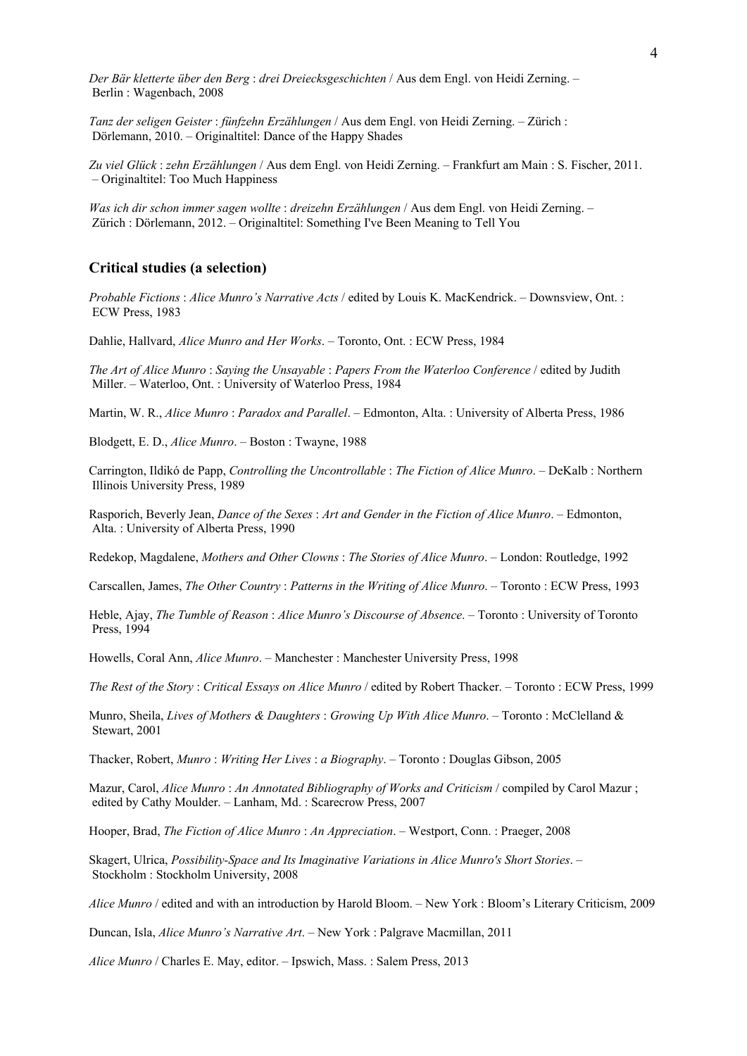*Der Bär kletterte über den Berg* : *drei Dreiecksgeschichten* / Aus dem Engl. von Heidi Zerning. – Berlin : Wagenbach, 2008

*Tanz der seligen Geister* : *fünfzehn Erzählungen* / Aus dem Engl. von Heidi Zerning. – Zürich : Dörlemann, 2010. – Originaltitel: Dance of the Happy Shades

*Zu viel Glück* : *zehn Erzählungen* / Aus dem Engl. von Heidi Zerning. – Frankfurt am Main : S. Fischer, 2011. – Originaltitel: Too Much Happiness

*Was ich dir schon immer sagen wollte* : *dreizehn Erzählungen* / Aus dem Engl. von Heidi Zerning. – Zürich : Dörlemann, 2012. – Originaltitel: Something I've Been Meaning to Tell You

## Critical studies (a selection)

*Probable Fictions* : *Alice Munro's Narrative Acts* / edited by Louis K. MacKendrick. – Downsview, Ont. : ECW Press, 1983

Dahlie, Hallvard, *Alice Munro and Her Works*. – Toronto, Ont. : ECW Press, 1984

*The Art of Alice Munro* : *Saying the Unsayable* : *Papers From the Waterloo Conference* / edited by Judith Miller. – Waterloo, Ont. : University of Waterloo Press, 1984

Martin, W. R., *Alice Munro* : *Paradox and Parallel*. – Edmonton, Alta. : University of Alberta Press, 1986

Blodgett, E. D., *Alice Munro*. – Boston : Twayne, 1988

Carrington, Ildikó de Papp, *Controlling the Uncontrollable* : *The Fiction of Alice Munro*. – DeKalb : Northern Illinois University Press, 1989

Rasporich, Beverly Jean, *Dance of the Sexes* : *Art and Gender in the Fiction of Alice Munro*. – Edmonton, Alta. : University of Alberta Press, 1990

Redekop, Magdalene, *Mothers and Other Clowns* : *The Stories of Alice Munro*. – London: Routledge, 1992

Carscallen, James, *The Other Country* : *Patterns in the Writing of Alice Munro*. – Toronto : ECW Press, 1993

Heble, Ajay, *The Tumble of Reason* : *Alice Munro's Discourse of Absence*. – Toronto : University of Toronto Press, 1994

Howells, Coral Ann, *Alice Munro*. – Manchester : Manchester University Press, 1998

*The Rest of the Story* : *Critical Essays on Alice Munro* / edited by Robert Thacker. – Toronto : ECW Press, 1999

Munro, Sheila, *Lives of Mothers & Daughters* : *Growing Up With Alice Munro*. – Toronto : McClelland & Stewart, 2001

Thacker, Robert, *Munro* : *Writing Her Lives* : *a Biography*. – Toronto : Douglas Gibson, 2005

Mazur, Carol, *Alice Munro* : *An Annotated Bibliography of Works and Criticism* / compiled by Carol Mazur ; edited by Cathy Moulder. – Lanham, Md. : Scarecrow Press, 2007

Hooper, Brad, *The Fiction of Alice Munro* : *An Appreciation*. – Westport, Conn. : Praeger, 2008

Skagert, Ulrica, *Possibility-Space and Its Imaginative Variations in Alice Munro's Short Stories*. – Stockholm : Stockholm University, 2008

*Alice Munro* / edited and with an introduction by Harold Bloom. – New York : Bloom's Literary Criticism, 2009

Duncan, Isla, *Alice Munro's Narrative Art*. – New York : Palgrave Macmillan, 2011

*Alice Munro* / Charles E. May, editor. – Ipswich, Mass. : Salem Press, 2013